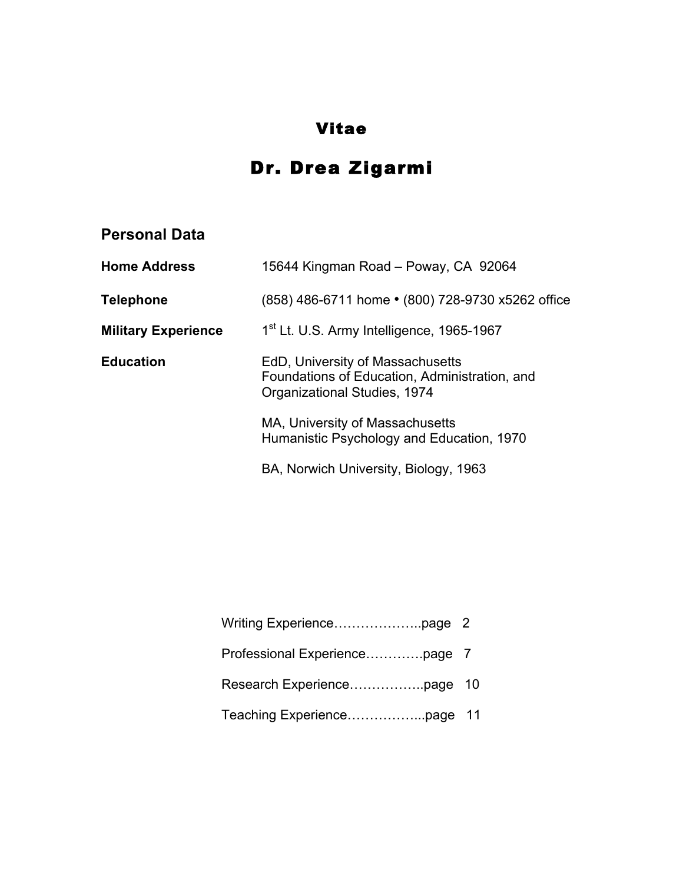# Vitae

# Dr. Drea Zigarmi

## Personal Data

| | |
|---|---|
| **Home Address** | 15644 Kingman Road – Poway, CA 92064 |
| **Telephone** | (858) 486-6711 home • (800) 728-9730 x5262 office |
| **Military Experience** | 1st Lt. U.S. Army Intelligence, 1965-1967 |
| **Education** | EdD, University of Massachusetts<br>Foundations of Education, Administration, and Organizational Studies, 1974<br><br>MA, University of Massachusetts<br>Humanistic Psychology and Education, 1970<br><br>BA, Norwich University, Biology, 1963 |

Writing Experience………………..page 2

Professional Experience………….page 7

Research Experience……………..page 10

Teaching Experience……………...page 11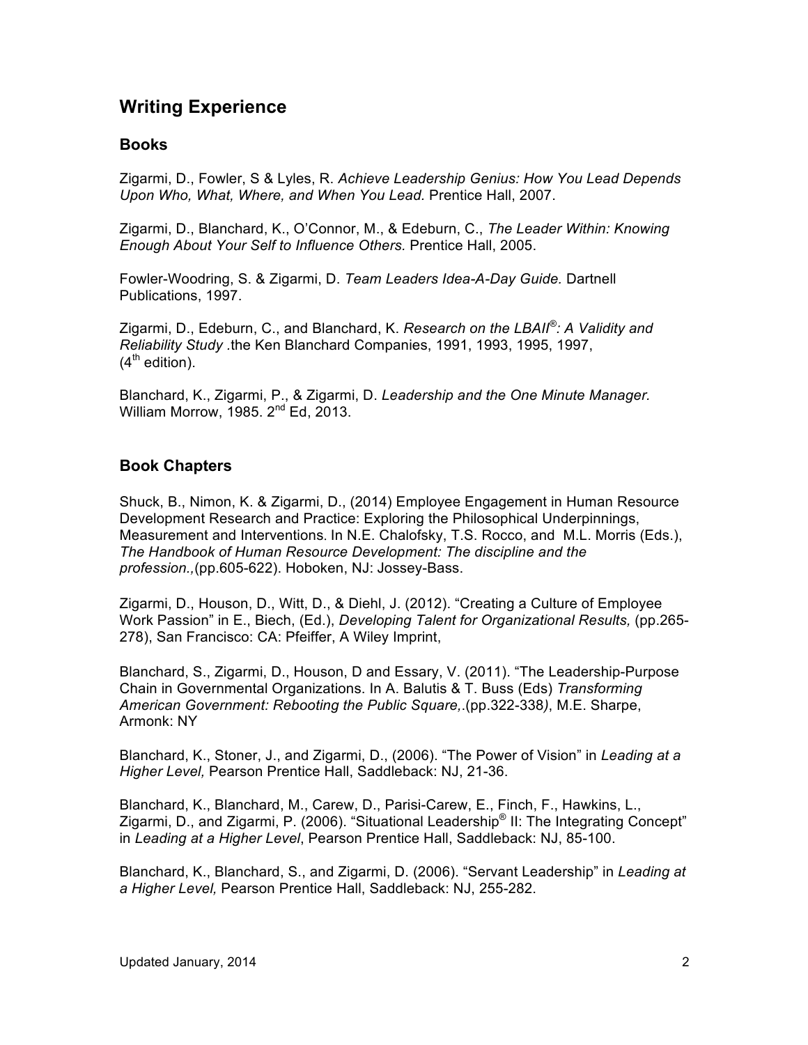## Writing Experience

### Books

Zigarmi, D., Fowler, S & Lyles, R. *Achieve Leadership Genius: How You Lead Depends Upon Who, What, Where, and When You Lead.* Prentice Hall, 2007.

Zigarmi, D., Blanchard, K., O'Connor, M., & Edeburn, C., *The Leader Within: Knowing Enough About Your Self to Influence Others.* Prentice Hall, 2005.

Fowler-Woodring, S. & Zigarmi, D. *Team Leaders Idea-A-Day Guide.* Dartnell Publications, 1997.

Zigarmi, D., Edeburn, C., and Blanchard, K. *Research on the LBAII®: A Validity and Reliability Study* .the Ken Blanchard Companies, 1991, 1993, 1995, 1997, (4th edition).

Blanchard, K., Zigarmi, P., & Zigarmi, D. *Leadership and the One Minute Manager.* William Morrow, 1985. 2nd Ed, 2013.

### Book Chapters

Shuck, B., Nimon, K. & Zigarmi, D., (2014) Employee Engagement in Human Resource Development Research and Practice: Exploring the Philosophical Underpinnings, Measurement and Interventions. In N.E. Chalofsky, T.S. Rocco, and M.L. Morris (Eds.), *The Handbook of Human Resource Development: The discipline and the profession.,*(pp.605-622). Hoboken, NJ: Jossey-Bass.

Zigarmi, D., Houson, D., Witt, D., & Diehl, J. (2012). "Creating a Culture of Employee Work Passion" in E., Biech, (Ed.), *Developing Talent for Organizational Results,* (pp.265-278), San Francisco: CA: Pfeiffer, A Wiley Imprint,

Blanchard, S., Zigarmi, D., Houson, D and Essary, V. (2011). "The Leadership-Purpose Chain in Governmental Organizations. In A. Balutis & T. Buss (Eds) *Transforming American Government: Rebooting the Public Square,*.(pp.322-338*)*, M.E. Sharpe, Armonk: NY

Blanchard, K., Stoner, J., and Zigarmi, D., (2006). "The Power of Vision" in *Leading at a Higher Level,* Pearson Prentice Hall, Saddleback: NJ, 21-36.

Blanchard, K., Blanchard, M., Carew, D., Parisi-Carew, E., Finch, F., Hawkins, L., Zigarmi, D., and Zigarmi, P. (2006). "Situational Leadership® II: The Integrating Concept" in *Leading at a Higher Level*, Pearson Prentice Hall, Saddleback: NJ, 85-100.

Blanchard, K., Blanchard, S., and Zigarmi, D. (2006). "Servant Leadership" in *Leading at a Higher Level,* Pearson Prentice Hall, Saddleback: NJ, 255-282.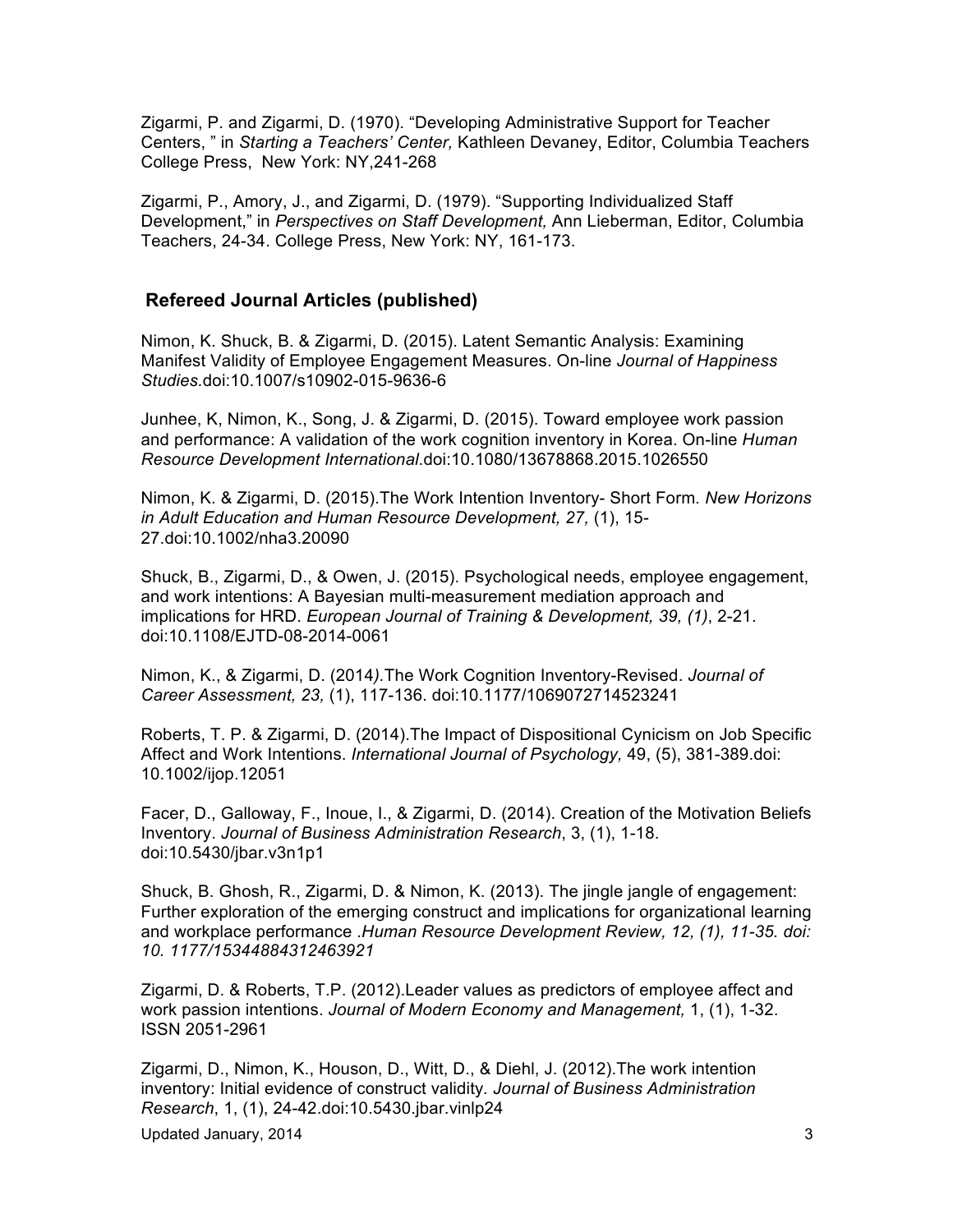Zigarmi, P. and Zigarmi, D. (1970). "Developing Administrative Support for Teacher Centers, " in *Starting a Teachers' Center,* Kathleen Devaney, Editor, Columbia Teachers College Press, New York: NY,241-268

Zigarmi, P., Amory, J., and Zigarmi, D. (1979). "Supporting Individualized Staff Development," in *Perspectives on Staff Development,* Ann Lieberman, Editor, Columbia Teachers, 24-34. College Press, New York: NY, 161-173.

## Refereed Journal Articles (published)

Nimon, K. Shuck, B. & Zigarmi, D. (2015). Latent Semantic Analysis: Examining Manifest Validity of Employee Engagement Measures. On-line *Journal of Happiness Studies.*doi:10.1007/s10902-015-9636-6

Junhee, K, Nimon, K., Song, J. & Zigarmi, D. (2015). Toward employee work passion and performance: A validation of the work cognition inventory in Korea. On-line *Human Resource Development International*.doi:10.1080/13678868.2015.1026550

Nimon, K. & Zigarmi, D. (2015).The Work Intention Inventory- Short Form. *New Horizons in Adult Education and Human Resource Development, 27,* (1), 15-27.doi:10.1002/nha3.20090

Shuck, B., Zigarmi, D., & Owen, J. (2015). Psychological needs, employee engagement, and work intentions: A Bayesian multi-measurement mediation approach and implications for HRD. *European Journal of Training & Development, 39, (1)*, 2-21. doi:10.1108/EJTD-08-2014-0061

Nimon, K., & Zigarmi, D. (2014*)*.The Work Cognition Inventory-Revised. *Journal of Career Assessment, 23,* (1), 117-136. doi:10.1177/1069072714523241

Roberts, T. P. & Zigarmi, D. (2014).The Impact of Dispositional Cynicism on Job Specific Affect and Work Intentions. *International Journal of Psychology,* 49, (5), 381-389.doi: 10.1002/ijop.12051

Facer, D., Galloway, F., Inoue, I., & Zigarmi, D. (2014). Creation of the Motivation Beliefs Inventory. *Journal of Business Administration Research*, 3, (1), 1-18. doi:10.5430/jbar.v3n1p1

Shuck, B. Ghosh, R., Zigarmi, D. & Nimon, K. (2013). The jingle jangle of engagement: Further exploration of the emerging construct and implications for organizational learning and workplace performance .*Human Resource Development Review, 12, (1), 11-35. doi: 10. 1177/15344884312463921*

Zigarmi, D. & Roberts, T.P. (2012).Leader values as predictors of employee affect and work passion intentions. *Journal of Modern Economy and Management,* 1, (1), 1-32. ISSN 2051-2961

Zigarmi, D., Nimon, K., Houson, D., Witt, D., & Diehl, J. (2012).The work intention inventory: Initial evidence of construct validity. *Journal of Business Administration Research*, 1, (1), 24-42.doi:10.5430.jbar.vinlp24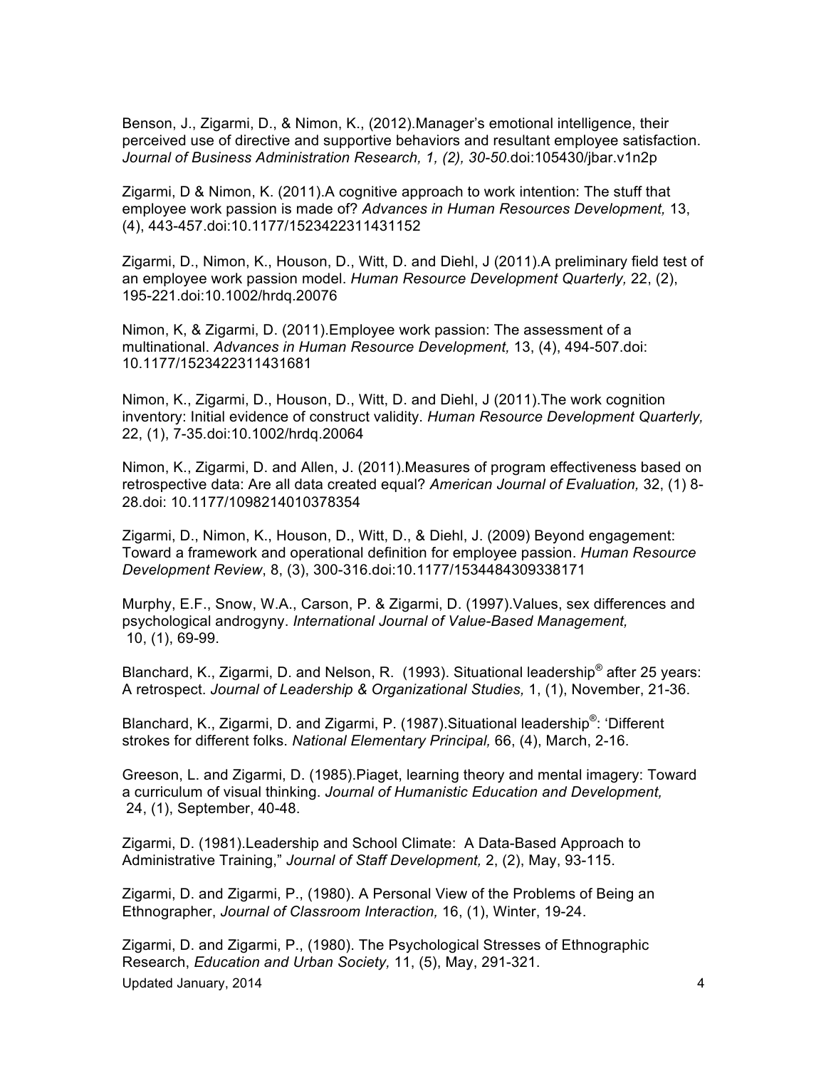Benson, J., Zigarmi, D., & Nimon, K., (2012).Manager's emotional intelligence, their perceived use of directive and supportive behaviors and resultant employee satisfaction. *Journal of Business Administration Research, 1, (2), 30-50.*doi:105430/jbar.v1n2p

Zigarmi, D & Nimon, K. (2011).A cognitive approach to work intention: The stuff that employee work passion is made of? *Advances in Human Resources Development,* 13, (4), 443-457.doi:10.1177/1523422311431152

Zigarmi, D., Nimon, K., Houson, D., Witt, D. and Diehl, J (2011).A preliminary field test of an employee work passion model. *Human Resource Development Quarterly,* 22, (2), 195-221.doi:10.1002/hrdq.20076

Nimon, K, & Zigarmi, D. (2011).Employee work passion: The assessment of a multinational. *Advances in Human Resource Development,* 13, (4), 494-507.doi: 10.1177/1523422311431681

Nimon, K., Zigarmi, D., Houson, D., Witt, D. and Diehl, J (2011).The work cognition inventory: Initial evidence of construct validity. *Human Resource Development Quarterly,* 22, (1), 7-35.doi:10.1002/hrdq.20064

Nimon, K., Zigarmi, D. and Allen, J. (2011).Measures of program effectiveness based on retrospective data: Are all data created equal? *American Journal of Evaluation,* 32, (1) 8-28.doi: 10.1177/1098214010378354

Zigarmi, D., Nimon, K., Houson, D., Witt, D., & Diehl, J. (2009) Beyond engagement: Toward a framework and operational definition for employee passion. *Human Resource Development Review*, 8, (3), 300-316.doi:10.1177/1534484309338171

Murphy, E.F., Snow, W.A., Carson, P. & Zigarmi, D. (1997).Values, sex differences and psychological androgyny. *International Journal of Value-Based Management,* 10, (1), 69-99.

Blanchard, K., Zigarmi, D. and Nelson, R. (1993). Situational leadership® after 25 years: A retrospect. *Journal of Leadership & Organizational Studies,* 1, (1), November, 21-36.

Blanchard, K., Zigarmi, D. and Zigarmi, P. (1987).Situational leadership®: 'Different strokes for different folks. *National Elementary Principal,* 66, (4), March, 2-16.

Greeson, L. and Zigarmi, D. (1985).Piaget, learning theory and mental imagery: Toward a curriculum of visual thinking. *Journal of Humanistic Education and Development,* 24, (1), September, 40-48.

Zigarmi, D. (1981).Leadership and School Climate: A Data-Based Approach to Administrative Training," *Journal of Staff Development,* 2, (2), May, 93-115.

Zigarmi, D. and Zigarmi, P., (1980). A Personal View of the Problems of Being an Ethnographer, *Journal of Classroom Interaction,* 16, (1), Winter, 19-24.

Zigarmi, D. and Zigarmi, P., (1980). The Psychological Stresses of Ethnographic Research, *Education and Urban Society,* 11, (5), May, 291-321.

Updated January, 2014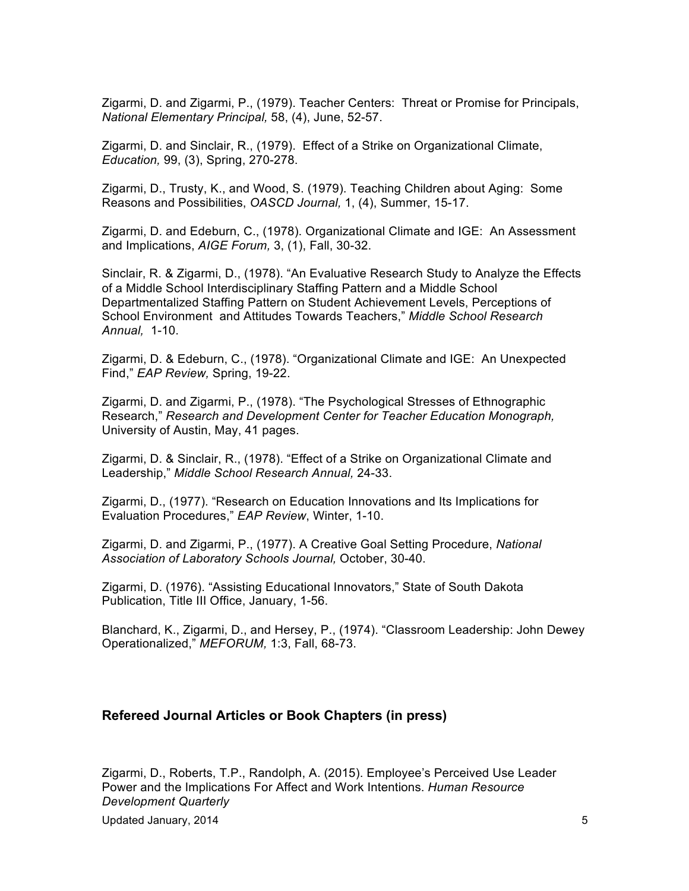Zigarmi, D. and Zigarmi, P., (1979). Teacher Centers: Threat or Promise for Principals, *National Elementary Principal,* 58, (4), June, 52-57.

Zigarmi, D. and Sinclair, R., (1979). Effect of a Strike on Organizational Climate, *Education,* 99, (3), Spring, 270-278.

Zigarmi, D., Trusty, K., and Wood, S. (1979). Teaching Children about Aging: Some Reasons and Possibilities, *OASCD Journal,* 1, (4), Summer, 15-17.

Zigarmi, D. and Edeburn, C., (1978). Organizational Climate and IGE: An Assessment and Implications, *AIGE Forum,* 3, (1), Fall, 30-32.

Sinclair, R. & Zigarmi, D., (1978). "An Evaluative Research Study to Analyze the Effects of a Middle School Interdisciplinary Staffing Pattern and a Middle School Departmentalized Staffing Pattern on Student Achievement Levels, Perceptions of School Environment and Attitudes Towards Teachers," *Middle School Research Annual,* 1-10.

Zigarmi, D. & Edeburn, C., (1978). "Organizational Climate and IGE: An Unexpected Find," *EAP Review,* Spring, 19-22.

Zigarmi, D. and Zigarmi, P., (1978). "The Psychological Stresses of Ethnographic Research," *Research and Development Center for Teacher Education Monograph,* University of Austin, May, 41 pages.

Zigarmi, D. & Sinclair, R., (1978). "Effect of a Strike on Organizational Climate and Leadership," *Middle School Research Annual,* 24-33.

Zigarmi, D., (1977). "Research on Education Innovations and Its Implications for Evaluation Procedures," *EAP Review*, Winter, 1-10.

Zigarmi, D. and Zigarmi, P., (1977). A Creative Goal Setting Procedure, *National Association of Laboratory Schools Journal,* October, 30-40.

Zigarmi, D. (1976). "Assisting Educational Innovators," State of South Dakota Publication, Title III Office, January, 1-56.

Blanchard, K., Zigarmi, D., and Hersey, P., (1974). "Classroom Leadership: John Dewey Operationalized," *MEFORUM,* 1:3, Fall, 68-73.

### Refereed Journal Articles or Book Chapters (in press)

Zigarmi, D., Roberts, T.P., Randolph, A. (2015). Employee's Perceived Use Leader Power and the Implications For Affect and Work Intentions. *Human Resource Development Quarterly*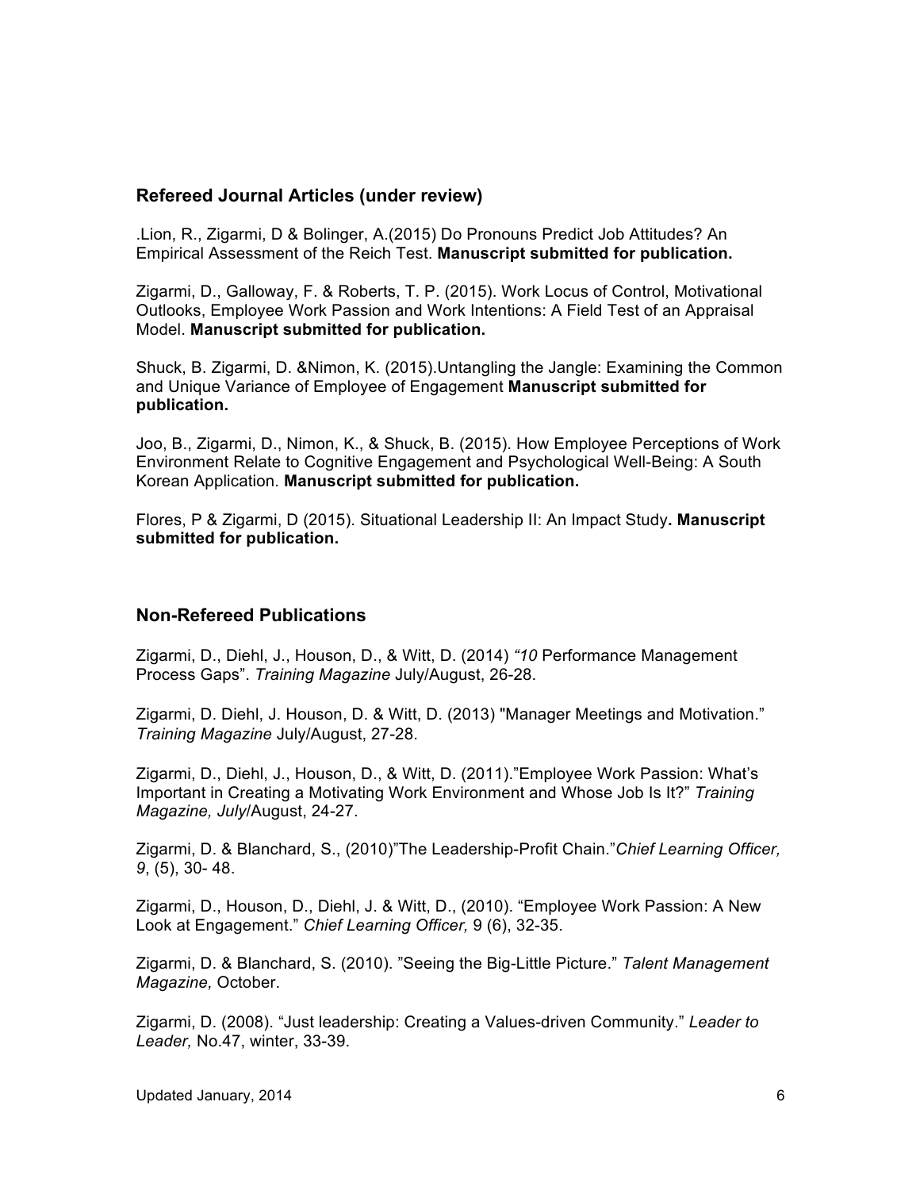### Refereed Journal Articles (under review)

.Lion, R., Zigarmi, D & Bolinger, A.(2015) Do Pronouns Predict Job Attitudes? An Empirical Assessment of the Reich Test. **Manuscript submitted for publication.**

Zigarmi, D., Galloway, F. & Roberts, T. P. (2015). Work Locus of Control, Motivational Outlooks, Employee Work Passion and Work Intentions: A Field Test of an Appraisal Model. **Manuscript submitted for publication.**

Shuck, B. Zigarmi, D. &Nimon, K. (2015).Untangling the Jangle: Examining the Common and Unique Variance of Employee of Engagement **Manuscript submitted for publication.**

Joo, B., Zigarmi, D., Nimon, K., & Shuck, B. (2015). How Employee Perceptions of Work Environment Relate to Cognitive Engagement and Psychological Well-Being: A South Korean Application. **Manuscript submitted for publication.**

Flores, P & Zigarmi, D (2015). Situational Leadership II: An Impact Study**. Manuscript submitted for publication.**

### Non-Refereed Publications

Zigarmi, D., Diehl, J., Houson, D., & Witt, D. (2014) *"10* Performance Management Process Gaps". *Training Magazine* July/August, 26-28.

Zigarmi, D. Diehl, J. Houson, D. & Witt, D. (2013) "Manager Meetings and Motivation." *Training Magazine* July/August, 27-28.

Zigarmi, D., Diehl, J., Houson, D., & Witt, D. (2011)."Employee Work Passion: What's Important in Creating a Motivating Work Environment and Whose Job Is It?" *Training Magazine, July*/August, 24-27.

Zigarmi, D. & Blanchard, S., (2010)"The Leadership-Profit Chain."*Chief Learning Officer, 9*, (5), 30- 48.

Zigarmi, D., Houson, D., Diehl, J. & Witt, D., (2010). "Employee Work Passion: A New Look at Engagement." *Chief Learning Officer,* 9 (6), 32-35.

Zigarmi, D. & Blanchard, S. (2010). "Seeing the Big-Little Picture." *Talent Management Magazine,* October.

Zigarmi, D. (2008). "Just leadership: Creating a Values-driven Community." *Leader to Leader,* No.47, winter, 33-39.

Updated January, 2014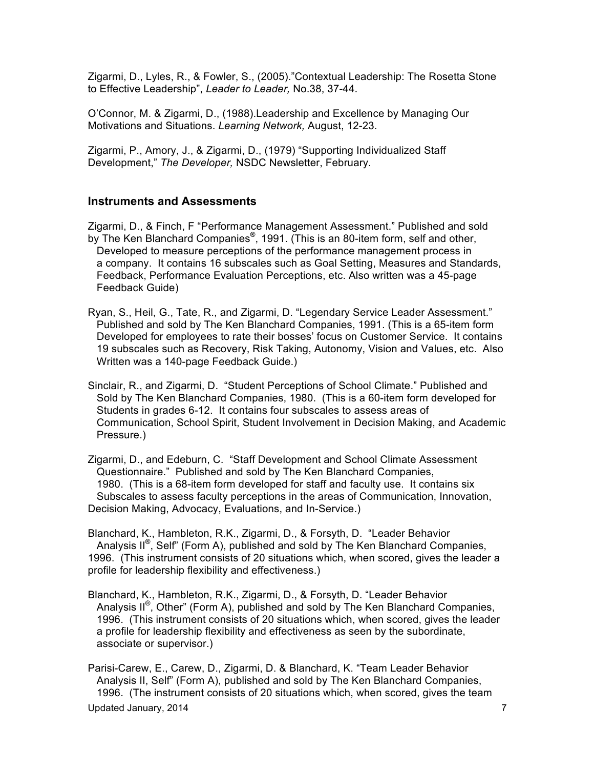Zigarmi, D., Lyles, R., & Fowler, S., (2005)."Contextual Leadership: The Rosetta Stone to Effective Leadership", *Leader to Leader,* No.38, 37-44.

O'Connor, M. & Zigarmi, D., (1988).Leadership and Excellence by Managing Our Motivations and Situations. *Learning Network,* August, 12-23.

Zigarmi, P., Amory, J., & Zigarmi, D., (1979) "Supporting Individualized Staff Development," *The Developer,* NSDC Newsletter, February.

## Instruments and Assessments

Zigarmi, D., & Finch, F "Performance Management Assessment." Published and sold by The Ken Blanchard Companies®, 1991. (This is an 80-item form, self and other, Developed to measure perceptions of the performance management process in a company. It contains 16 subscales such as Goal Setting, Measures and Standards, Feedback, Performance Evaluation Perceptions, etc. Also written was a 45-page Feedback Guide)

Ryan, S., Heil, G., Tate, R., and Zigarmi, D. "Legendary Service Leader Assessment." Published and sold by The Ken Blanchard Companies, 1991. (This is a 65-item form Developed for employees to rate their bosses' focus on Customer Service. It contains 19 subscales such as Recovery, Risk Taking, Autonomy, Vision and Values, etc. Also Written was a 140-page Feedback Guide.)

Sinclair, R., and Zigarmi, D. "Student Perceptions of School Climate." Published and Sold by The Ken Blanchard Companies, 1980. (This is a 60-item form developed for Students in grades 6-12. It contains four subscales to assess areas of Communication, School Spirit, Student Involvement in Decision Making, and Academic Pressure.)

Zigarmi, D., and Edeburn, C. "Staff Development and School Climate Assessment Questionnaire." Published and sold by The Ken Blanchard Companies, 1980. (This is a 68-item form developed for staff and faculty use. It contains six Subscales to assess faculty perceptions in the areas of Communication, Innovation, Decision Making, Advocacy, Evaluations, and In-Service.)

Blanchard, K., Hambleton, R.K., Zigarmi, D., & Forsyth, D. "Leader Behavior Analysis II®, Self" (Form A), published and sold by The Ken Blanchard Companies, 1996. (This instrument consists of 20 situations which, when scored, gives the leader a profile for leadership flexibility and effectiveness.)

Blanchard, K., Hambleton, R.K., Zigarmi, D., & Forsyth, D. "Leader Behavior Analysis II®, Other" (Form A), published and sold by The Ken Blanchard Companies, 1996. (This instrument consists of 20 situations which, when scored, gives the leader a profile for leadership flexibility and effectiveness as seen by the subordinate, associate or supervisor.)

Parisi-Carew, E., Carew, D., Zigarmi, D. & Blanchard, K. "Team Leader Behavior Analysis II, Self" (Form A), published and sold by The Ken Blanchard Companies, 1996. (The instrument consists of 20 situations which, when scored, gives the team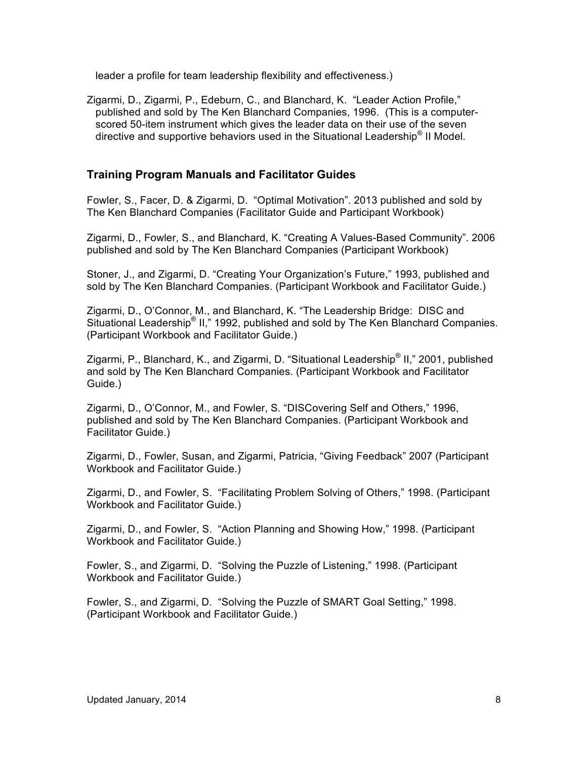leader a profile for team leadership flexibility and effectiveness.)

Zigarmi, D., Zigarmi, P., Edeburn, C., and Blanchard, K. "Leader Action Profile," published and sold by The Ken Blanchard Companies, 1996. (This is a computer-scored 50-item instrument which gives the leader data on their use of the seven directive and supportive behaviors used in the Situational Leadership® II Model.

## Training Program Manuals and Facilitator Guides

Fowler, S., Facer, D. & Zigarmi, D. "Optimal Motivation". 2013 published and sold by The Ken Blanchard Companies (Facilitator Guide and Participant Workbook)

Zigarmi, D., Fowler, S., and Blanchard, K. "Creating A Values-Based Community". 2006 published and sold by The Ken Blanchard Companies (Participant Workbook)

Stoner, J., and Zigarmi, D. "Creating Your Organization's Future," 1993, published and sold by The Ken Blanchard Companies. (Participant Workbook and Facilitator Guide.)

Zigarmi, D., O'Connor, M., and Blanchard, K. "The Leadership Bridge: DISC and Situational Leadership® II," 1992, published and sold by The Ken Blanchard Companies. (Participant Workbook and Facilitator Guide.)

Zigarmi, P., Blanchard, K., and Zigarmi, D. "Situational Leadership® II," 2001, published and sold by The Ken Blanchard Companies. (Participant Workbook and Facilitator Guide.)

Zigarmi, D., O'Connor, M., and Fowler, S. "DISCovering Self and Others," 1996, published and sold by The Ken Blanchard Companies. (Participant Workbook and Facilitator Guide.)

Zigarmi, D., Fowler, Susan, and Zigarmi, Patricia, "Giving Feedback" 2007 (Participant Workbook and Facilitator Guide.)

Zigarmi, D., and Fowler, S. "Facilitating Problem Solving of Others," 1998. (Participant Workbook and Facilitator Guide.)

Zigarmi, D., and Fowler, S. "Action Planning and Showing How," 1998. (Participant Workbook and Facilitator Guide.)

Fowler, S., and Zigarmi, D. "Solving the Puzzle of Listening," 1998. (Participant Workbook and Facilitator Guide.)

Fowler, S., and Zigarmi, D. "Solving the Puzzle of SMART Goal Setting," 1998. (Participant Workbook and Facilitator Guide.)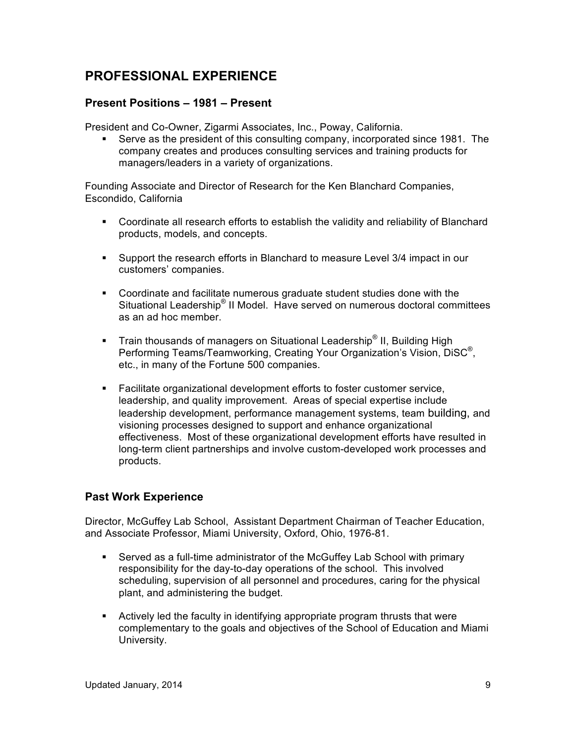## PROFESSIONAL EXPERIENCE

### Present Positions – 1981 – Present

President and Co-Owner, Zigarmi Associates, Inc., Poway, California.

- Serve as the president of this consulting company, incorporated since 1981. The company creates and produces consulting services and training products for managers/leaders in a variety of organizations.

Founding Associate and Director of Research for the Ken Blanchard Companies, Escondido, California

- Coordinate all research efforts to establish the validity and reliability of Blanchard products, models, and concepts.
- Support the research efforts in Blanchard to measure Level 3/4 impact in our customers' companies.
- Coordinate and facilitate numerous graduate student studies done with the Situational Leadership® II Model. Have served on numerous doctoral committees as an ad hoc member.
- Train thousands of managers on Situational Leadership® II, Building High Performing Teams/Teamworking, Creating Your Organization's Vision, DiSC®, etc., in many of the Fortune 500 companies.
- Facilitate organizational development efforts to foster customer service, leadership, and quality improvement. Areas of special expertise include leadership development, performance management systems, team building, and visioning processes designed to support and enhance organizational effectiveness. Most of these organizational development efforts have resulted in long-term client partnerships and involve custom-developed work processes and products.

### Past Work Experience

Director, McGuffey Lab School, Assistant Department Chairman of Teacher Education, and Associate Professor, Miami University, Oxford, Ohio, 1976-81.

- Served as a full-time administrator of the McGuffey Lab School with primary responsibility for the day-to-day operations of the school. This involved scheduling, supervision of all personnel and procedures, caring for the physical plant, and administering the budget.
- Actively led the faculty in identifying appropriate program thrusts that were complementary to the goals and objectives of the School of Education and Miami University.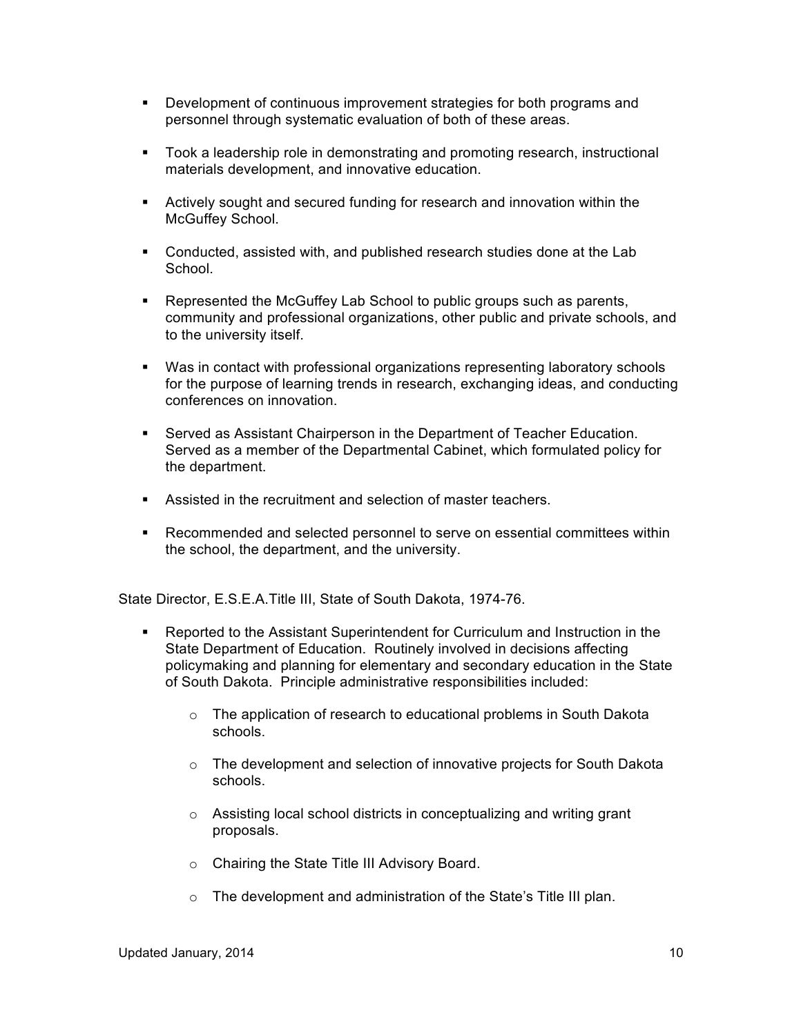- Development of continuous improvement strategies for both programs and personnel through systematic evaluation of both of these areas.

- Took a leadership role in demonstrating and promoting research, instructional materials development, and innovative education.

- Actively sought and secured funding for research and innovation within the McGuffey School.

- Conducted, assisted with, and published research studies done at the Lab School.

- Represented the McGuffey Lab School to public groups such as parents, community and professional organizations, other public and private schools, and to the university itself.

- Was in contact with professional organizations representing laboratory schools for the purpose of learning trends in research, exchanging ideas, and conducting conferences on innovation.

- Served as Assistant Chairperson in the Department of Teacher Education. Served as a member of the Departmental Cabinet, which formulated policy for the department.

- Assisted in the recruitment and selection of master teachers.

- Recommended and selected personnel to serve on essential committees within the school, the department, and the university.

State Director, E.S.E.A.Title III, State of South Dakota, 1974-76.

- Reported to the Assistant Superintendent for Curriculum and Instruction in the State Department of Education. Routinely involved in decisions affecting policymaking and planning for elementary and secondary education in the State of South Dakota. Principle administrative responsibilities included:

  - The application of research to educational problems in South Dakota schools.

  - The development and selection of innovative projects for South Dakota schools.

  - Assisting local school districts in conceptualizing and writing grant proposals.

  - Chairing the State Title III Advisory Board.

  - The development and administration of the State's Title III plan.

Updated January, 2014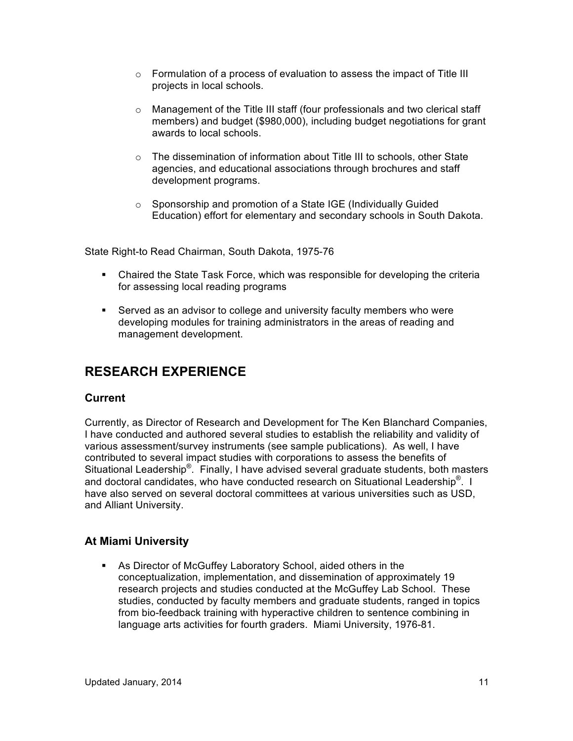- Formulation of a process of evaluation to assess the impact of Title III projects in local schools.

  - Management of the Title III staff (four professionals and two clerical staff members) and budget ($980,000), including budget negotiations for grant awards to local schools.

  - The dissemination of information about Title III to schools, other State agencies, and educational associations through brochures and staff development programs.

  - Sponsorship and promotion of a State IGE (Individually Guided Education) effort for elementary and secondary schools in South Dakota.

State Right-to Read Chairman, South Dakota, 1975-76

- Chaired the State Task Force, which was responsible for developing the criteria for assessing local reading programs

- Served as an advisor to college and university faculty members who were developing modules for training administrators in the areas of reading and management development.

## RESEARCH EXPERIENCE

### Current

Currently, as Director of Research and Development for The Ken Blanchard Companies, I have conducted and authored several studies to establish the reliability and validity of various assessment/survey instruments (see sample publications). As well, I have contributed to several impact studies with corporations to assess the benefits of Situational Leadership®. Finally, I have advised several graduate students, both masters and doctoral candidates, who have conducted research on Situational Leadership®. I have also served on several doctoral committees at various universities such as USD, and Alliant University.

### At Miami University

- As Director of McGuffey Laboratory School, aided others in the conceptualization, implementation, and dissemination of approximately 19 research projects and studies conducted at the McGuffey Lab School. These studies, conducted by faculty members and graduate students, ranged in topics from bio-feedback training with hyperactive children to sentence combining in language arts activities for fourth graders. Miami University, 1976-81.

Updated January, 2014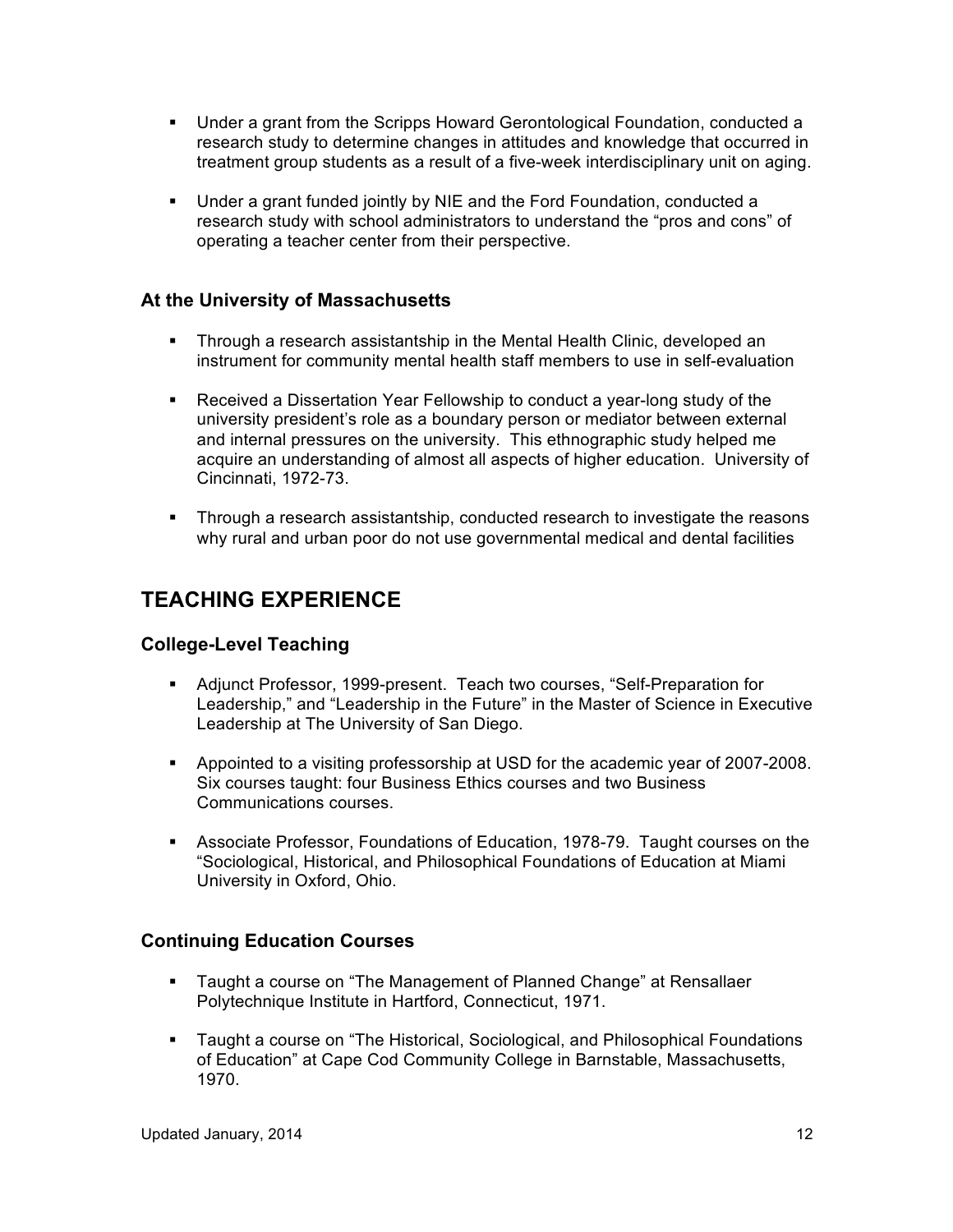- Under a grant from the Scripps Howard Gerontological Foundation, conducted a research study to determine changes in attitudes and knowledge that occurred in treatment group students as a result of a five-week interdisciplinary unit on aging.

- Under a grant funded jointly by NIE and the Ford Foundation, conducted a research study with school administrators to understand the "pros and cons" of operating a teacher center from their perspective.

### At the University of Massachusetts

- Through a research assistantship in the Mental Health Clinic, developed an instrument for community mental health staff members to use in self-evaluation

- Received a Dissertation Year Fellowship to conduct a year-long study of the university president's role as a boundary person or mediator between external and internal pressures on the university. This ethnographic study helped me acquire an understanding of almost all aspects of higher education. University of Cincinnati, 1972-73.

- Through a research assistantship, conducted research to investigate the reasons why rural and urban poor do not use governmental medical and dental facilities

## TEACHING EXPERIENCE

### College-Level Teaching

- Adjunct Professor, 1999-present. Teach two courses, "Self-Preparation for Leadership," and "Leadership in the Future" in the Master of Science in Executive Leadership at The University of San Diego.

- Appointed to a visiting professorship at USD for the academic year of 2007-2008. Six courses taught: four Business Ethics courses and two Business Communications courses.

- Associate Professor, Foundations of Education, 1978-79. Taught courses on the "Sociological, Historical, and Philosophical Foundations of Education at Miami University in Oxford, Ohio.

### Continuing Education Courses

- Taught a course on "The Management of Planned Change" at Rensallaer Polytechnique Institute in Hartford, Connecticut, 1971.

- Taught a course on "The Historical, Sociological, and Philosophical Foundations of Education" at Cape Cod Community College in Barnstable, Massachusetts, 1970.

Updated January, 2014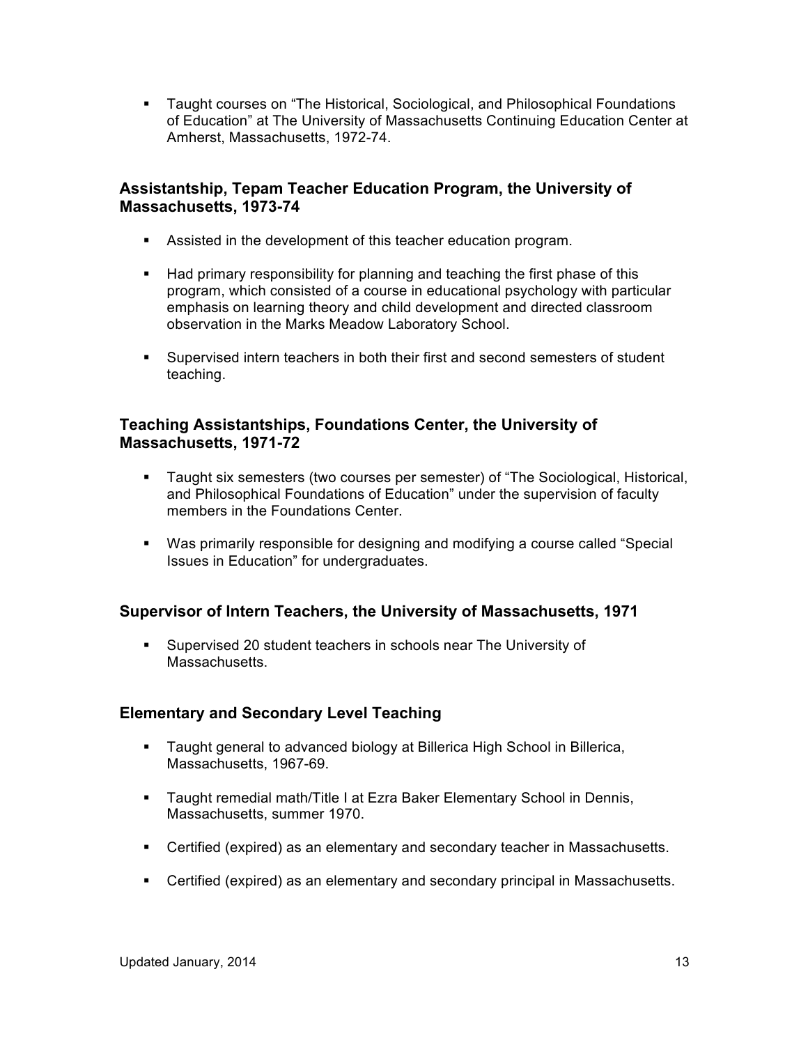- Taught courses on "The Historical, Sociological, and Philosophical Foundations of Education" at The University of Massachusetts Continuing Education Center at Amherst, Massachusetts, 1972-74.

### Assistantship, Tepam Teacher Education Program, the University of Massachusetts, 1973-74

- Assisted in the development of this teacher education program.
- Had primary responsibility for planning and teaching the first phase of this program, which consisted of a course in educational psychology with particular emphasis on learning theory and child development and directed classroom observation in the Marks Meadow Laboratory School.
- Supervised intern teachers in both their first and second semesters of student teaching.

### Teaching Assistantships, Foundations Center, the University of Massachusetts, 1971-72

- Taught six semesters (two courses per semester) of "The Sociological, Historical, and Philosophical Foundations of Education" under the supervision of faculty members in the Foundations Center.
- Was primarily responsible for designing and modifying a course called "Special Issues in Education" for undergraduates.

### Supervisor of Intern Teachers, the University of Massachusetts, 1971

- Supervised 20 student teachers in schools near The University of Massachusetts.

### Elementary and Secondary Level Teaching

- Taught general to advanced biology at Billerica High School in Billerica, Massachusetts, 1967-69.
- Taught remedial math/Title I at Ezra Baker Elementary School in Dennis, Massachusetts, summer 1970.
- Certified (expired) as an elementary and secondary teacher in Massachusetts.
- Certified (expired) as an elementary and secondary principal in Massachusetts.